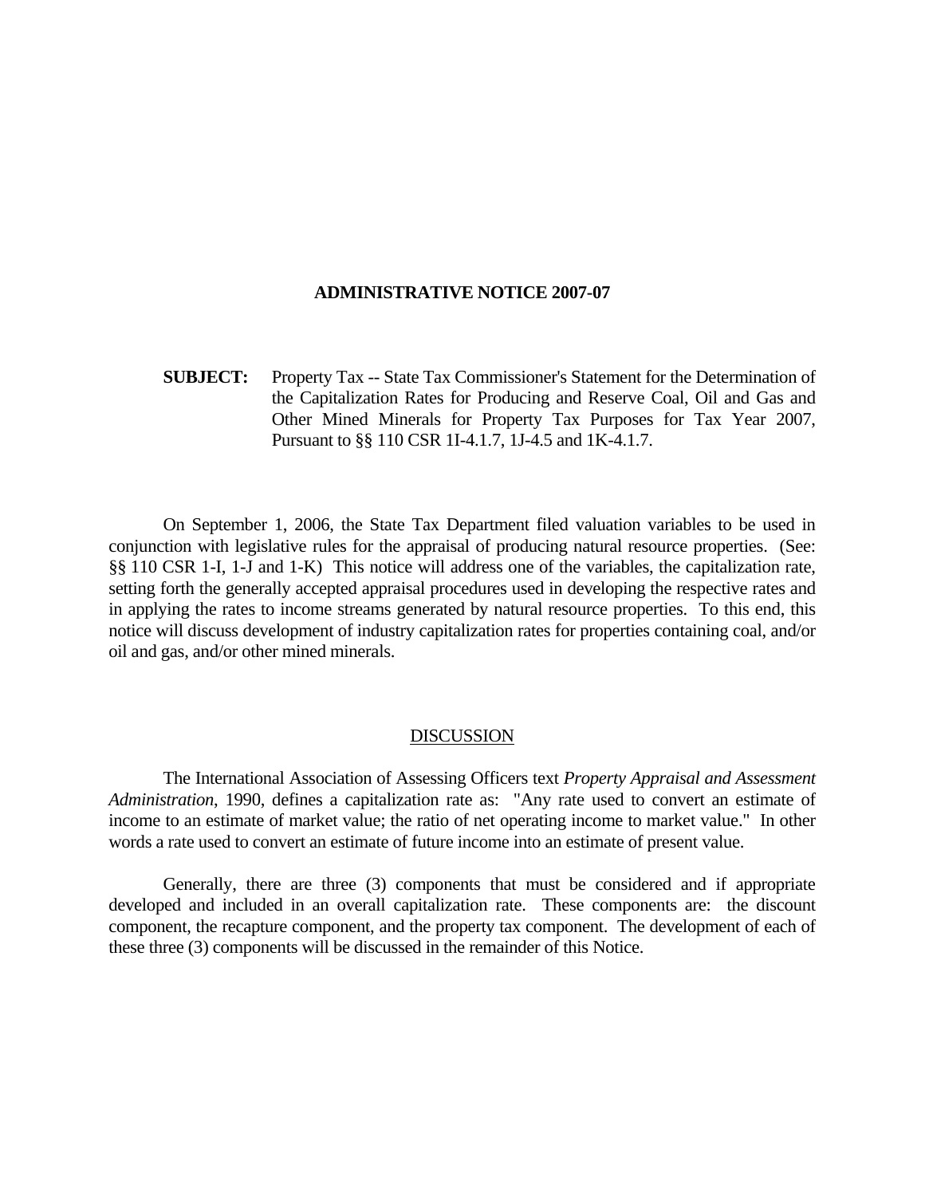# ADMINISTRATIVE NOTICE 2007-07

**SUBJECT:** Property Tax -- State Tax Commissioner's Statement for the Determination of the Capitalization Rates for Producing and Reserve Coal, Oil and Gas and Other Mined Minerals for Property Tax Purposes for Tax Year 2007, Pursuant to §§ 110 CSR 1I-4.1.7, 1J-4.5 and 1K-4.1.7.

On September 1, 2006, the State Tax Department filed valuation variables to be used in conjunction with legislative rules for the appraisal of producing natural resource properties. (See: §§ 110 CSR 1-I, 1-J and 1-K) This notice will address one of the variables, the capitalization rate, setting forth the generally accepted appraisal procedures used in developing the respective rates and in applying the rates to income streams generated by natural resource properties. To this end, this notice will discuss development of industry capitalization rates for properties containing coal, and/or oil and gas, and/or other mined minerals.

## DISCUSSION

The International Association of Assessing Officers text *Property Appraisal and Assessment Administration*, 1990, defines a capitalization rate as: "Any rate used to convert an estimate of income to an estimate of market value; the ratio of net operating income to market value." In other words a rate used to convert an estimate of future income into an estimate of present value.

Generally, there are three (3) components that must be considered and if appropriate developed and included in an overall capitalization rate. These components are: the discount component, the recapture component, and the property tax component. The development of each of these three (3) components will be discussed in the remainder of this Notice.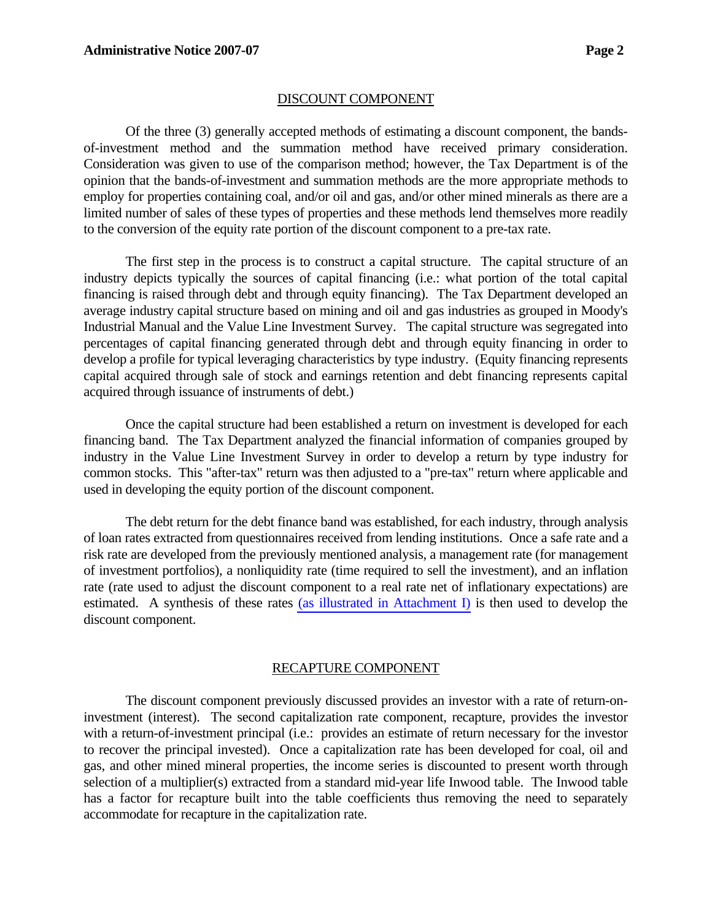## DISCOUNT COMPONENT

Of the three (3) generally accepted methods of estimating a discount component, the bands-of-investment method and the summation method have received primary consideration. Consideration was given to use of the comparison method; however, the Tax Department is of the opinion that the bands-of-investment and summation methods are the more appropriate methods to employ for properties containing coal, and/or oil and gas, and/or other mined minerals as there are a limited number of sales of these types of properties and these methods lend themselves more readily to the conversion of the equity rate portion of the discount component to a pre-tax rate.

The first step in the process is to construct a capital structure. The capital structure of an industry depicts typically the sources of capital financing (i.e.: what portion of the total capital financing is raised through debt and through equity financing). The Tax Department developed an average industry capital structure based on mining and oil and gas industries as grouped in Moody's Industrial Manual and the Value Line Investment Survey. The capital structure was segregated into percentages of capital financing generated through debt and through equity financing in order to develop a profile for typical leveraging characteristics by type industry. (Equity financing represents capital acquired through sale of stock and earnings retention and debt financing represents capital acquired through issuance of instruments of debt.)

Once the capital structure had been established a return on investment is developed for each financing band. The Tax Department analyzed the financial information of companies grouped by industry in the Value Line Investment Survey in order to develop a return by type industry for common stocks. This "after-tax" return was then adjusted to a "pre-tax" return where applicable and used in developing the equity portion of the discount component.

The debt return for the debt finance band was established, for each industry, through analysis of loan rates extracted from questionnaires received from lending institutions. Once a safe rate and a risk rate are developed from the previously mentioned analysis, a management rate (for management of investment portfolios), a nonliquidity rate (time required to sell the investment), and an inflation rate (rate used to adjust the discount component to a real rate net of inflationary expectations) are estimated. A synthesis of these rates (as illustrated in Attachment I) is then used to develop the discount component.

## RECAPTURE COMPONENT

The discount component previously discussed provides an investor with a rate of return-on-investment (interest). The second capitalization rate component, recapture, provides the investor with a return-of-investment principal (i.e.: provides an estimate of return necessary for the investor to recover the principal invested). Once a capitalization rate has been developed for coal, oil and gas, and other mined mineral properties, the income series is discounted to present worth through selection of a multiplier(s) extracted from a standard mid-year life Inwood table. The Inwood table has a factor for recapture built into the table coefficients thus removing the need to separately accommodate for recapture in the capitalization rate.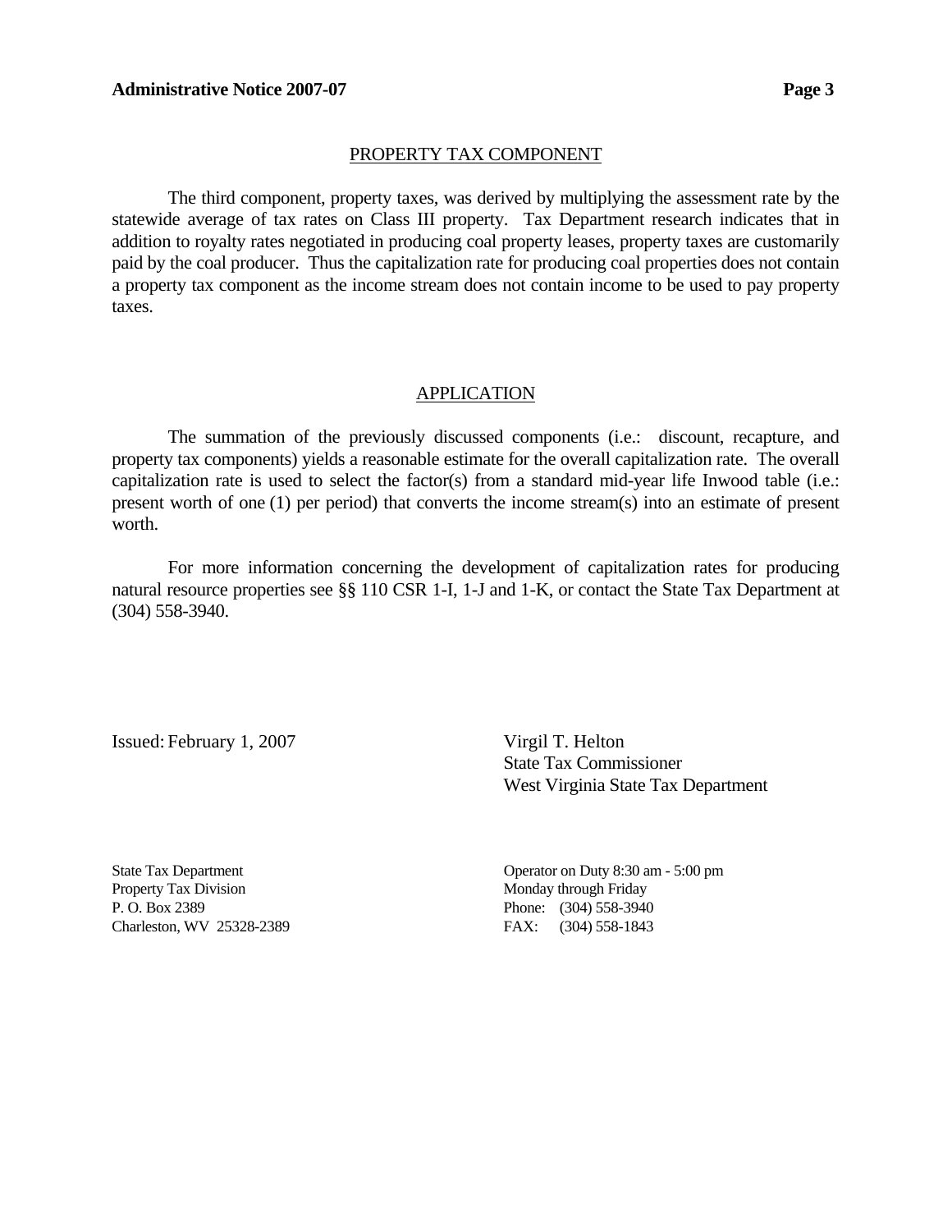## PROPERTY TAX COMPONENT

The third component, property taxes, was derived by multiplying the assessment rate by the statewide average of tax rates on Class III property. Tax Department research indicates that in addition to royalty rates negotiated in producing coal property leases, property taxes are customarily paid by the coal producer. Thus the capitalization rate for producing coal properties does not contain a property tax component as the income stream does not contain income to be used to pay property taxes.

## APPLICATION

The summation of the previously discussed components (i.e.: discount, recapture, and property tax components) yields a reasonable estimate for the overall capitalization rate. The overall capitalization rate is used to select the factor(s) from a standard mid-year life Inwood table (i.e.: present worth of one (1) per period) that converts the income stream(s) into an estimate of present worth.

For more information concerning the development of capitalization rates for producing natural resource properties see §§ 110 CSR 1-I, 1-J and 1-K, or contact the State Tax Department at (304) 558-3940.

Issued: February 1, 2007

Virgil T. Helton
State Tax Commissioner
West Virginia State Tax Department

State Tax Department
Property Tax Division
P. O. Box 2389
Charleston, WV 25328-2389

Operator on Duty 8:30 am - 5:00 pm
Monday through Friday
Phone: (304) 558-3940
FAX: (304) 558-1843